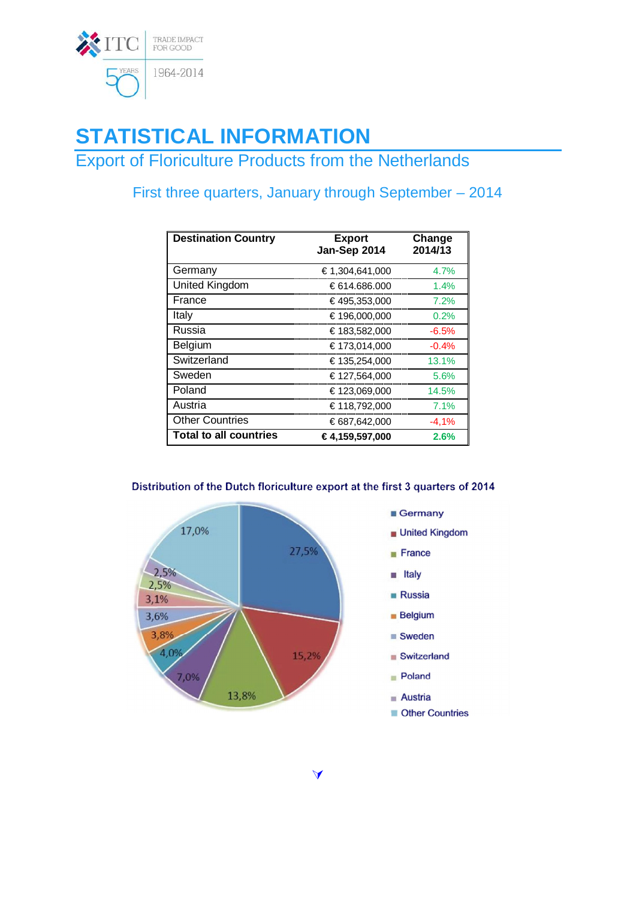# STATISTICAL INFORMATION

## Export of Floriculture Products from the Netherlands

### First three quarters, January through September – 2014

| Destination Country | Export Jan-Sep 2014 | Change 2014/13 |
|---|---|---|
| Germany | € 1,304,641,000 | 4.7% |
| United Kingdom | € 614.686.000 | 1.4% |
| France | € 495,353,000 | 7.2% |
| Italy | € 196,000,000 | 0.2% |
| Russia | € 183,582,000 | -6.5% |
| Belgium | € 173,014,000 | -0.4% |
| Switzerland | € 135,254,000 | 13.1% |
| Sweden | € 127,564,000 | 5.6% |
| Poland | € 123,069,000 | 14.5% |
| Austria | € 118,792,000 | 7.1% |
| Other Countries | € 687,642,000 | -4,1% |
| **Total to all countries** | **€ 4,159,597,000** | **2.6%** |

Distribution of the Dutch floriculture export at the first 3 quarters of 2014

| Country | Share |
|---|---|
| Germany | 27,5% |
| United Kingdom | 15,2% |
| France | 13,8% |
| Italy | 7,0% |
| Russia | 4,0% |
| Belgium | 3,8% |
| Sweden | 3,6% |
| Switzerland | 3,1% |
| Poland | 2,5% |
| Austria | 2,5% |
| Other Countries | 17,0% |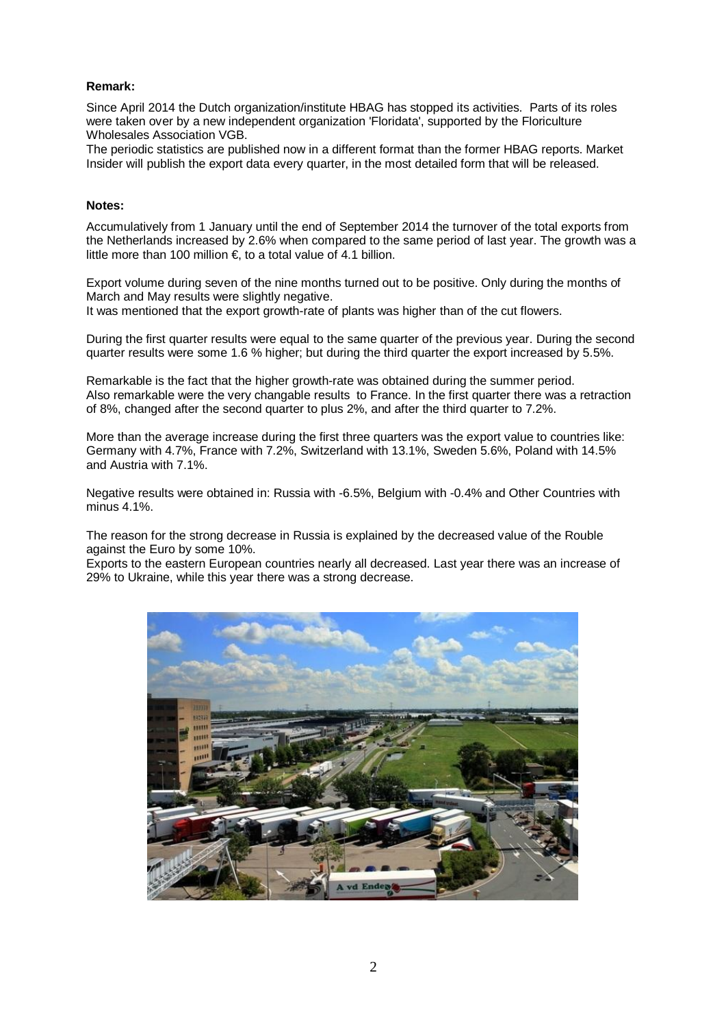**Remark:**

Since April 2014 the Dutch organization/institute HBAG has stopped its activities. Parts of its roles were taken over by a new independent organization 'Floridata', supported by the Floriculture Wholesales Association VGB.
The periodic statistics are published now in a different format than the former HBAG reports. Market Insider will publish the export data every quarter, in the most detailed form that will be released.

**Notes:**

Accumulatively from 1 January until the end of September 2014 the turnover of the total exports from the Netherlands increased by 2.6% when compared to the same period of last year. The growth was a little more than 100 million €, to a total value of 4.1 billion.

Export volume during seven of the nine months turned out to be positive. Only during the months of March and May results were slightly negative.
It was mentioned that the export growth-rate of plants was higher than of the cut flowers.

During the first quarter results were equal to the same quarter of the previous year. During the second quarter results were some 1.6 % higher; but during the third quarter the export increased by 5.5%.

Remarkable is the fact that the higher growth-rate was obtained during the summer period.
Also remarkable were the very changable results to France. In the first quarter there was a retraction of 8%, changed after the second quarter to plus 2%, and after the third quarter to 7.2%.

More than the average increase during the first three quarters was the export value to countries like: Germany with 4.7%, France with 7.2%, Switzerland with 13.1%, Sweden 5.6%, Poland with 14.5% and Austria with 7.1%.

Negative results were obtained in: Russia with -6.5%, Belgium with -0.4% and Other Countries with minus 4.1%.

The reason for the strong decrease in Russia is explained by the decreased value of the Rouble against the Euro by some 10%.
Exports to the eastern European countries nearly all decreased. Last year there was an increase of 29% to Ukraine, while this year there was a strong decrease.